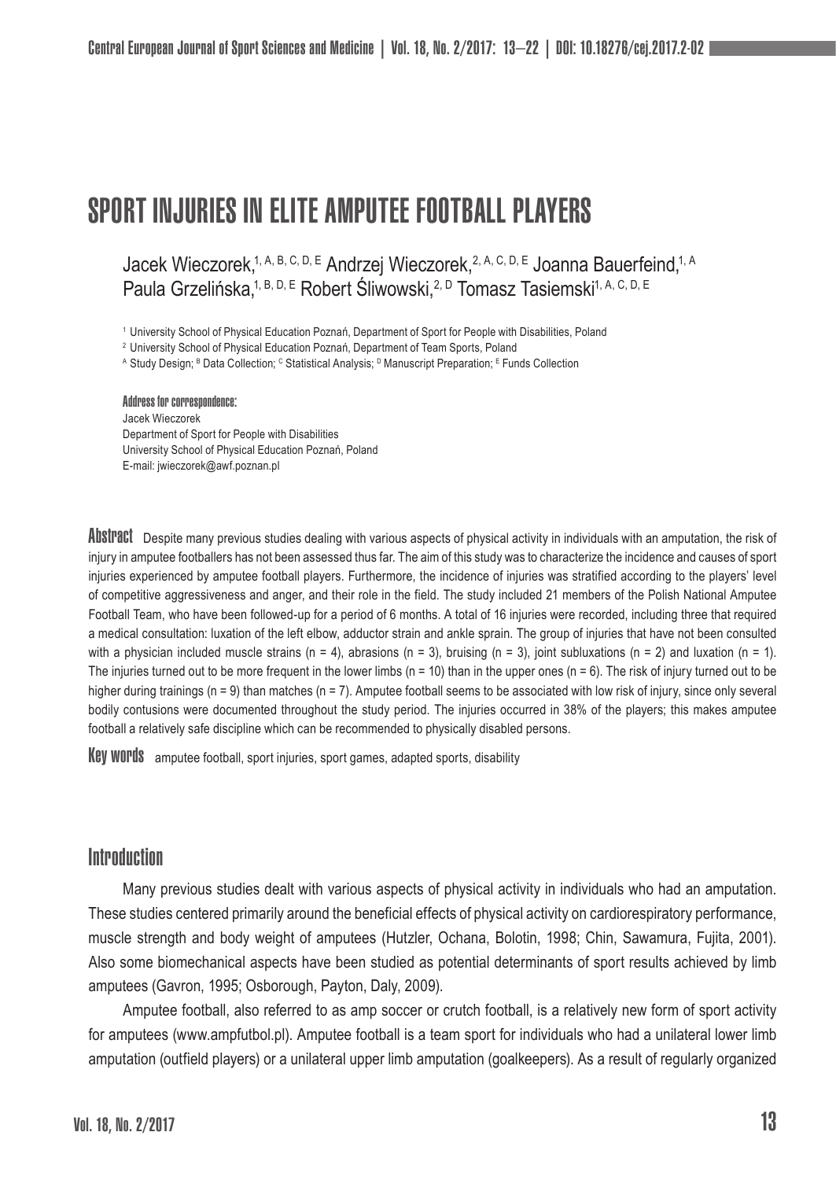# SPORT INJURIES IN ELITE AMPUTEE FOOTBALL PLAYERS

Jacek Wieczorek,[1, A, B, C, D, E] Andrzej Wieczorek,[2, A, C, D, E] Joanna Bauerfeind,[1, A] Paula Grzelińska,[1, B, D, E] Robert Śliwowski,[2, D] Tomasz Tasiemski[1, A, C, D, E]

[1] University School of Physical Education Poznań, Department of Sport for People with Disabilities, Poland
[2] University School of Physical Education Poznań, Department of Team Sports, Poland
[A] Study Design; [B] Data Collection; [C] Statistical Analysis; [D] Manuscript Preparation; [E] Funds Collection

**Address for correspondence:**
Jacek Wieczorek
Department of Sport for People with Disabilities
University School of Physical Education Poznań, Poland
E-mail: jwieczorek@awf.poznan.pl

**Abstract** Despite many previous studies dealing with various aspects of physical activity in individuals with an amputation, the risk of injury in amputee footballers has not been assessed thus far. The aim of this study was to characterize the incidence and causes of sport injuries experienced by amputee football players. Furthermore, the incidence of injuries was stratified according to the players' level of competitive aggressiveness and anger, and their role in the field. The study included 21 members of the Polish National Amputee Football Team, who have been followed-up for a period of 6 months. A total of 16 injuries were recorded, including three that required a medical consultation: luxation of the left elbow, adductor strain and ankle sprain. The group of injuries that have not been consulted with a physician included muscle strains (n = 4), abrasions (n = 3), bruising (n = 3), joint subluxations (n = 2) and luxation (n = 1). The injuries turned out to be more frequent in the lower limbs (n = 10) than in the upper ones (n = 6). The risk of injury turned out to be higher during trainings (n = 9) than matches (n = 7). Amputee football seems to be associated with low risk of injury, since only several bodily contusions were documented throughout the study period. The injuries occurred in 38% of the players; this makes amputee football a relatively safe discipline which can be recommended to physically disabled persons.

**Key words** amputee football, sport injuries, sport games, adapted sports, disability

## Introduction

Many previous studies dealt with various aspects of physical activity in individuals who had an amputation. These studies centered primarily around the beneficial effects of physical activity on cardiorespiratory performance, muscle strength and body weight of amputees (Hutzler, Ochana, Bolotin, 1998; Chin, Sawamura, Fujita, 2001). Also some biomechanical aspects have been studied as potential determinants of sport results achieved by limb amputees (Gavron, 1995; Osborough, Payton, Daly, 2009).

Amputee football, also referred to as amp soccer or crutch football, is a relatively new form of sport activity for amputees (www.ampfutbol.pl). Amputee football is a team sport for individuals who had a unilateral lower limb amputation (outfield players) or a unilateral upper limb amputation (goalkeepers). As a result of regularly organized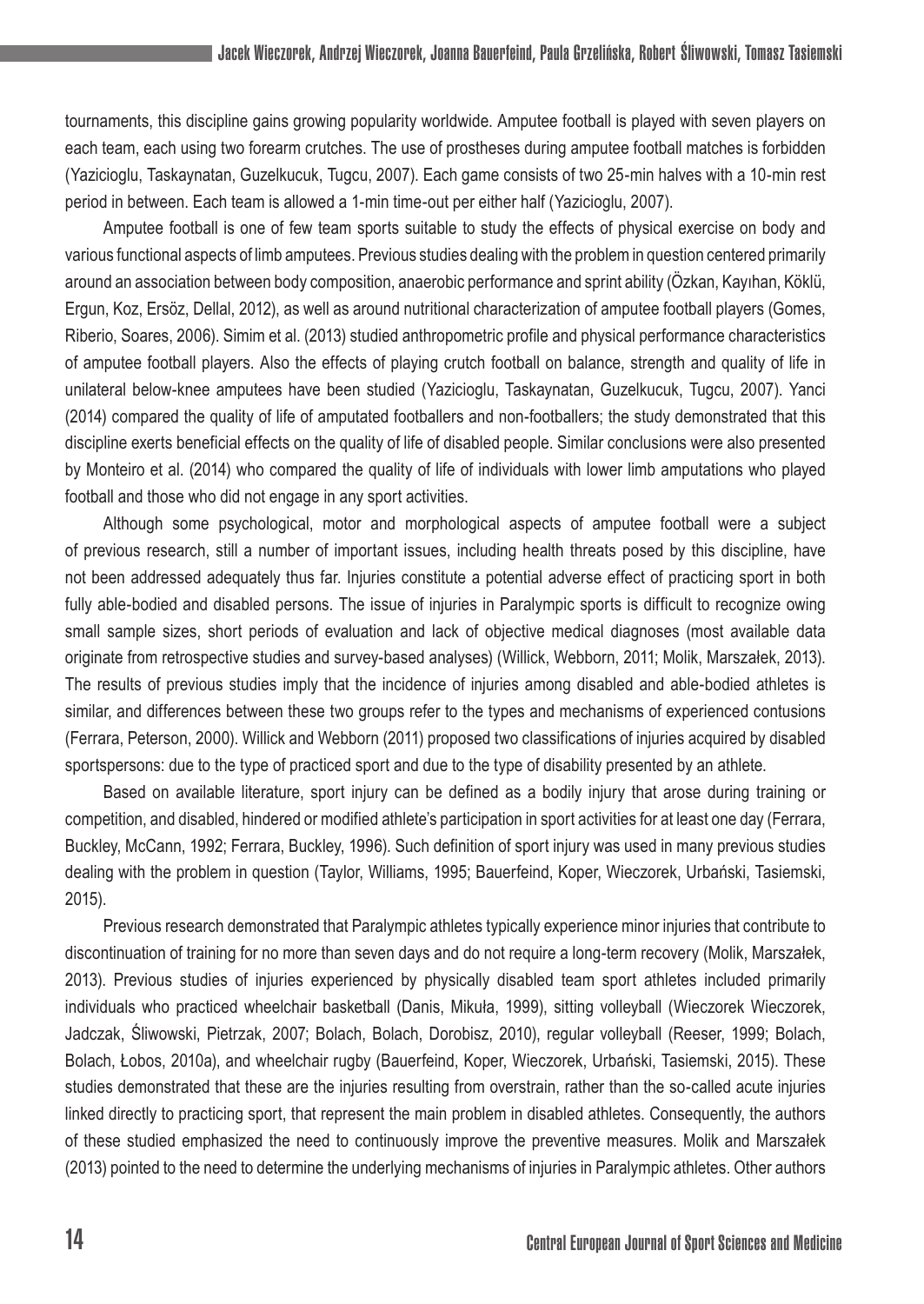tournaments, this discipline gains growing popularity worldwide. Amputee football is played with seven players on each team, each using two forearm crutches. The use of prostheses during amputee football matches is forbidden (Yazicioglu, Taskaynatan, Guzelkucuk, Tugcu, 2007). Each game consists of two 25-min halves with a 10-min rest period in between. Each team is allowed a 1-min time-out per either half (Yazicioglu, 2007).

Amputee football is one of few team sports suitable to study the effects of physical exercise on body and various functional aspects of limb amputees. Previous studies dealing with the problem in question centered primarily around an association between body composition, anaerobic performance and sprint ability (Özkan, Kayıhan, Köklü, Ergun, Koz, Ersöz, Dellal, 2012), as well as around nutritional characterization of amputee football players (Gomes, Riberio, Soares, 2006). Simim et al. (2013) studied anthropometric profile and physical performance characteristics of amputee football players. Also the effects of playing crutch football on balance, strength and quality of life in unilateral below-knee amputees have been studied (Yazicioglu, Taskaynatan, Guzelkucuk, Tugcu, 2007). Yanci (2014) compared the quality of life of amputated footballers and non-footballers; the study demonstrated that this discipline exerts beneficial effects on the quality of life of disabled people. Similar conclusions were also presented by Monteiro et al. (2014) who compared the quality of life of individuals with lower limb amputations who played football and those who did not engage in any sport activities.

Although some psychological, motor and morphological aspects of amputee football were a subject of previous research, still a number of important issues, including health threats posed by this discipline, have not been addressed adequately thus far. Injuries constitute a potential adverse effect of practicing sport in both fully able-bodied and disabled persons. The issue of injuries in Paralympic sports is difficult to recognize owing small sample sizes, short periods of evaluation and lack of objective medical diagnoses (most available data originate from retrospective studies and survey-based analyses) (Willick, Webborn, 2011; Molik, Marszałek, 2013). The results of previous studies imply that the incidence of injuries among disabled and able-bodied athletes is similar, and differences between these two groups refer to the types and mechanisms of experienced contusions (Ferrara, Peterson, 2000). Willick and Webborn (2011) proposed two classifications of injuries acquired by disabled sportspersons: due to the type of practiced sport and due to the type of disability presented by an athlete.

Based on available literature, sport injury can be defined as a bodily injury that arose during training or competition, and disabled, hindered or modified athlete's participation in sport activities for at least one day (Ferrara, Buckley, McCann, 1992; Ferrara, Buckley, 1996). Such definition of sport injury was used in many previous studies dealing with the problem in question (Taylor, Williams, 1995; Bauerfeind, Koper, Wieczorek, Urbański, Tasiemski, 2015).

Previous research demonstrated that Paralympic athletes typically experience minor injuries that contribute to discontinuation of training for no more than seven days and do not require a long-term recovery (Molik, Marszałek, 2013). Previous studies of injuries experienced by physically disabled team sport athletes included primarily individuals who practiced wheelchair basketball (Danis, Mikuła, 1999), sitting volleyball (Wieczorek Wieczorek, Jadczak, Śliwowski, Pietrzak, 2007; Bolach, Bolach, Dorobisz, 2010), regular volleyball (Reeser, 1999; Bolach, Bolach, Łobos, 2010a), and wheelchair rugby (Bauerfeind, Koper, Wieczorek, Urbański, Tasiemski, 2015). These studies demonstrated that these are the injuries resulting from overstrain, rather than the so-called acute injuries linked directly to practicing sport, that represent the main problem in disabled athletes. Consequently, the authors of these studied emphasized the need to continuously improve the preventive measures. Molik and Marszałek (2013) pointed to the need to determine the underlying mechanisms of injuries in Paralympic athletes. Other authors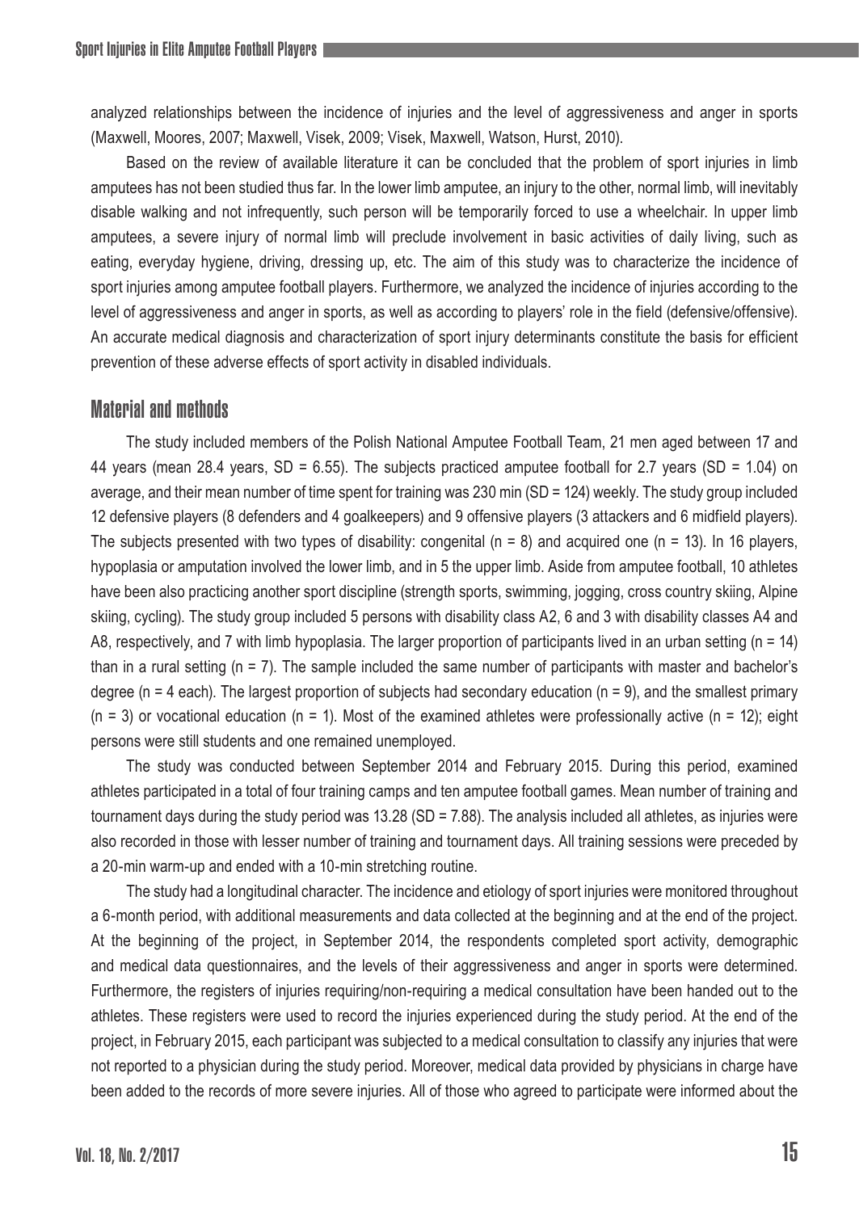analyzed relationships between the incidence of injuries and the level of aggressiveness and anger in sports (Maxwell, Moores, 2007; Maxwell, Visek, 2009; Visek, Maxwell, Watson, Hurst, 2010).

Based on the review of available literature it can be concluded that the problem of sport injuries in limb amputees has not been studied thus far. In the lower limb amputee, an injury to the other, normal limb, will inevitably disable walking and not infrequently, such person will be temporarily forced to use a wheelchair. In upper limb amputees, a severe injury of normal limb will preclude involvement in basic activities of daily living, such as eating, everyday hygiene, driving, dressing up, etc. The aim of this study was to characterize the incidence of sport injuries among amputee football players. Furthermore, we analyzed the incidence of injuries according to the level of aggressiveness and anger in sports, as well as according to players' role in the field (defensive/offensive). An accurate medical diagnosis and characterization of sport injury determinants constitute the basis for efficient prevention of these adverse effects of sport activity in disabled individuals.

## Material and methods

The study included members of the Polish National Amputee Football Team, 21 men aged between 17 and 44 years (mean 28.4 years, SD = 6.55). The subjects practiced amputee football for 2.7 years (SD = 1.04) on average, and their mean number of time spent for training was 230 min (SD = 124) weekly. The study group included 12 defensive players (8 defenders and 4 goalkeepers) and 9 offensive players (3 attackers and 6 midfield players). The subjects presented with two types of disability: congenital (n = 8) and acquired one (n = 13). In 16 players, hypoplasia or amputation involved the lower limb, and in 5 the upper limb. Aside from amputee football, 10 athletes have been also practicing another sport discipline (strength sports, swimming, jogging, cross country skiing, Alpine skiing, cycling). The study group included 5 persons with disability class A2, 6 and 3 with disability classes A4 and A8, respectively, and 7 with limb hypoplasia. The larger proportion of participants lived in an urban setting (n = 14) than in a rural setting (n = 7). The sample included the same number of participants with master and bachelor's degree (n = 4 each). The largest proportion of subjects had secondary education (n = 9), and the smallest primary (n = 3) or vocational education (n = 1). Most of the examined athletes were professionally active (n = 12); eight persons were still students and one remained unemployed.

The study was conducted between September 2014 and February 2015. During this period, examined athletes participated in a total of four training camps and ten amputee football games. Mean number of training and tournament days during the study period was 13.28 (SD = 7.88). The analysis included all athletes, as injuries were also recorded in those with lesser number of training and tournament days. All training sessions were preceded by a 20-min warm-up and ended with a 10-min stretching routine.

The study had a longitudinal character. The incidence and etiology of sport injuries were monitored throughout a 6-month period, with additional measurements and data collected at the beginning and at the end of the project. At the beginning of the project, in September 2014, the respondents completed sport activity, demographic and medical data questionnaires, and the levels of their aggressiveness and anger in sports were determined. Furthermore, the registers of injuries requiring/non-requiring a medical consultation have been handed out to the athletes. These registers were used to record the injuries experienced during the study period. At the end of the project, in February 2015, each participant was subjected to a medical consultation to classify any injuries that were not reported to a physician during the study period. Moreover, medical data provided by physicians in charge have been added to the records of more severe injuries. All of those who agreed to participate were informed about the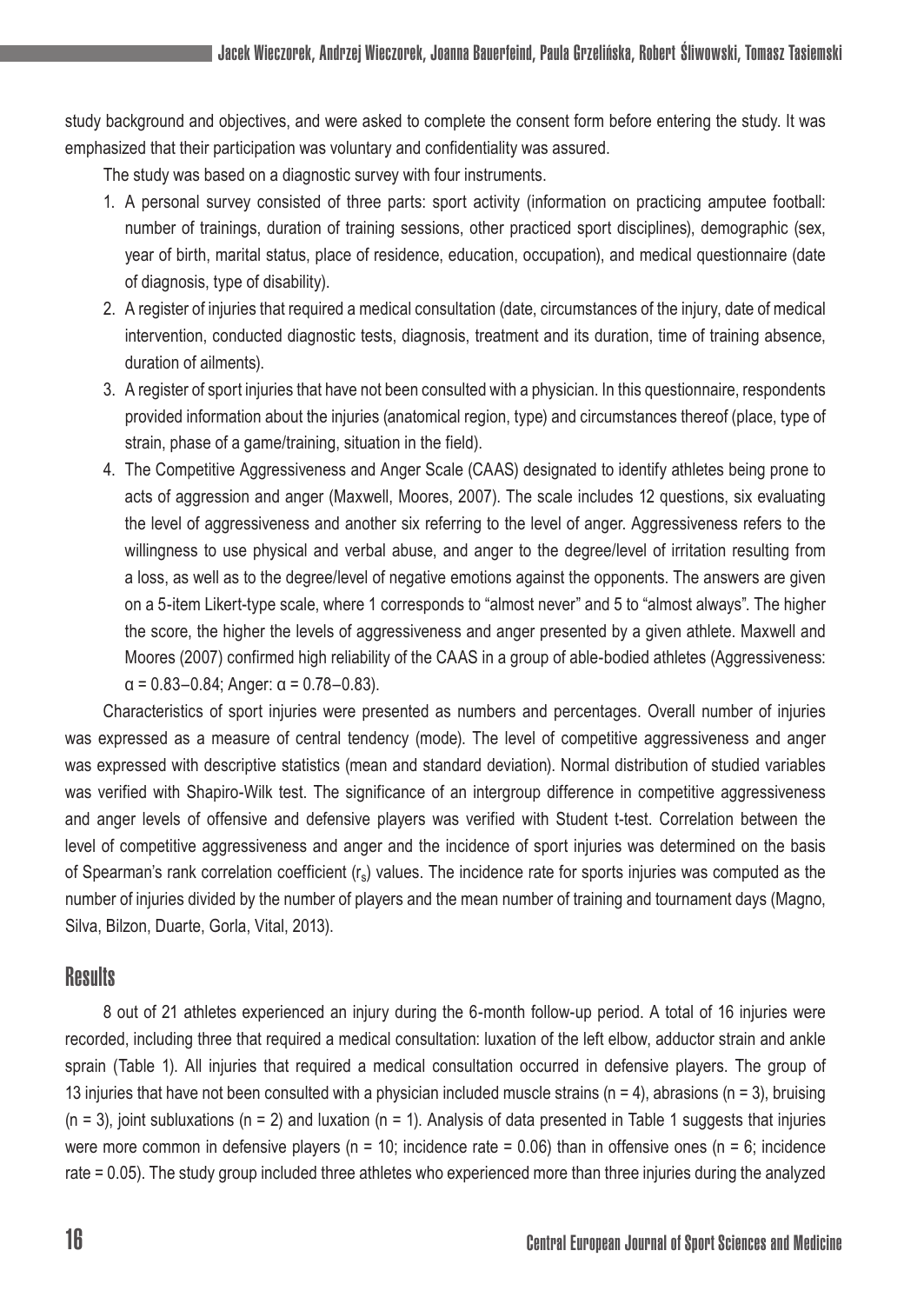study background and objectives, and were asked to complete the consent form before entering the study. It was emphasized that their participation was voluntary and confidentiality was assured.

The study was based on a diagnostic survey with four instruments.

1. A personal survey consisted of three parts: sport activity (information on practicing amputee football: number of trainings, duration of training sessions, other practiced sport disciplines), demographic (sex, year of birth, marital status, place of residence, education, occupation), and medical questionnaire (date of diagnosis, type of disability).
2. A register of injuries that required a medical consultation (date, circumstances of the injury, date of medical intervention, conducted diagnostic tests, diagnosis, treatment and its duration, time of training absence, duration of ailments).
3. A register of sport injuries that have not been consulted with a physician. In this questionnaire, respondents provided information about the injuries (anatomical region, type) and circumstances thereof (place, type of strain, phase of a game/training, situation in the field).
4. The Competitive Aggressiveness and Anger Scale (CAAS) designated to identify athletes being prone to acts of aggression and anger (Maxwell, Moores, 2007). The scale includes 12 questions, six evaluating the level of aggressiveness and another six referring to the level of anger. Aggressiveness refers to the willingness to use physical and verbal abuse, and anger to the degree/level of irritation resulting from a loss, as well as to the degree/level of negative emotions against the opponents. The answers are given on a 5-item Likert-type scale, where 1 corresponds to "almost never" and 5 to "almost always". The higher the score, the higher the levels of aggressiveness and anger presented by a given athlete. Maxwell and Moores (2007) confirmed high reliability of the CAAS in a group of able-bodied athletes (Aggressiveness: $\alpha = 0.83–0.84$; Anger: $\alpha = 0.78–0.83$).

Characteristics of sport injuries were presented as numbers and percentages. Overall number of injuries was expressed as a measure of central tendency (mode). The level of competitive aggressiveness and anger was expressed with descriptive statistics (mean and standard deviation). Normal distribution of studied variables was verified with Shapiro-Wilk test. The significance of an intergroup difference in competitive aggressiveness and anger levels of offensive and defensive players was verified with Student t-test. Correlation between the level of competitive aggressiveness and anger and the incidence of sport injuries was determined on the basis of Spearman's rank correlation coefficient ($r_s$) values. The incidence rate for sports injuries was computed as the number of injuries divided by the number of players and the mean number of training and tournament days (Magno, Silva, Bilzon, Duarte, Gorla, Vital, 2013).

## Results

8 out of 21 athletes experienced an injury during the 6-month follow-up period. A total of 16 injuries were recorded, including three that required a medical consultation: luxation of the left elbow, adductor strain and ankle sprain (Table 1). All injuries that required a medical consultation occurred in defensive players. The group of 13 injuries that have not been consulted with a physician included muscle strains ($n = 4$), abrasions ($n = 3$), bruising ($n = 3$), joint subluxations ($n = 2$) and luxation ($n = 1$). Analysis of data presented in Table 1 suggests that injuries were more common in defensive players ($n = 10$; incidence rate = 0.06) than in offensive ones ($n = 6$; incidence rate = 0.05). The study group included three athletes who experienced more than three injuries during the analyzed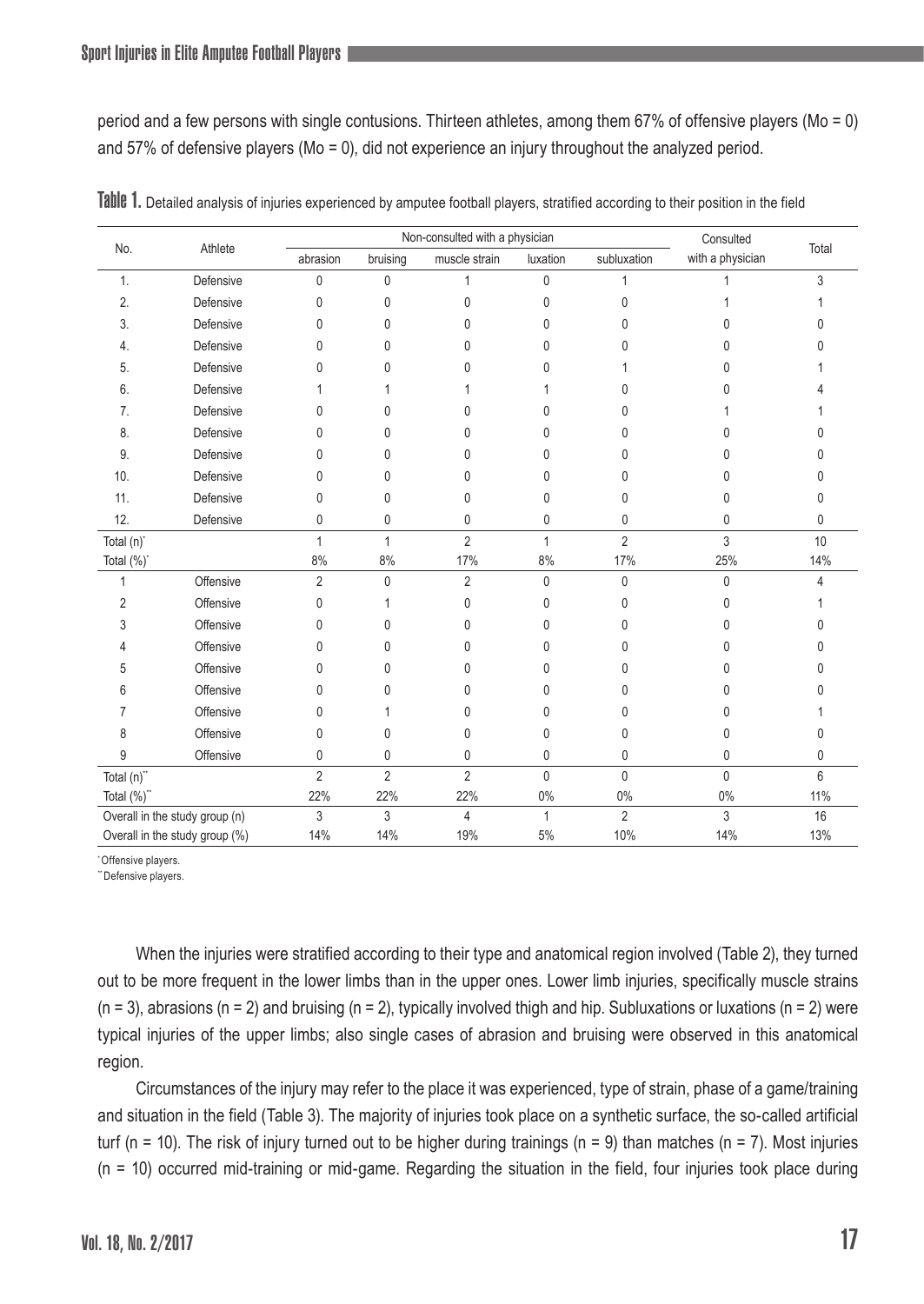period and a few persons with single contusions. Thirteen athletes, among them 67% of offensive players (Mo = 0) and 57% of defensive players (Mo = 0), did not experience an injury throughout the analyzed period.

**Table 1.** Detailed analysis of injuries experienced by amputee football players, stratified according to their position in the field

| No. | Athlete | Non-consulted with a physician | | | | | Consulted with a physician | Total |
|---|---|---|---|---|---|---|---|---|
| | | abrasion | bruising | muscle strain | luxation | subluxation | | |
| 1. | Defensive | 0 | 0 | 1 | 0 | 1 | 1 | 3 |
| 2. | Defensive | 0 | 0 | 0 | 0 | 0 | 1 | 1 |
| 3. | Defensive | 0 | 0 | 0 | 0 | 0 | 0 | 0 |
| 4. | Defensive | 0 | 0 | 0 | 0 | 0 | 0 | 0 |
| 5. | Defensive | 0 | 0 | 0 | 0 | 1 | 0 | 1 |
| 6. | Defensive | 1 | 1 | 1 | 1 | 0 | 0 | 4 |
| 7. | Defensive | 0 | 0 | 0 | 0 | 0 | 1 | 1 |
| 8. | Defensive | 0 | 0 | 0 | 0 | 0 | 0 | 0 |
| 9. | Defensive | 0 | 0 | 0 | 0 | 0 | 0 | 0 |
| 10. | Defensive | 0 | 0 | 0 | 0 | 0 | 0 | 0 |
| 11. | Defensive | 0 | 0 | 0 | 0 | 0 | 0 | 0 |
| 12. | Defensive | 0 | 0 | 0 | 0 | 0 | 0 | 0 |
| Total (n)* | | 1 | 1 | 2 | 1 | 2 | 3 | 10 |
| Total (%)* | | 8% | 8% | 17% | 8% | 17% | 25% | 14% |
| 1 | Offensive | 2 | 0 | 2 | 0 | 0 | 0 | 4 |
| 2 | Offensive | 0 | 1 | 0 | 0 | 0 | 0 | 1 |
| 3 | Offensive | 0 | 0 | 0 | 0 | 0 | 0 | 0 |
| 4 | Offensive | 0 | 0 | 0 | 0 | 0 | 0 | 0 |
| 5 | Offensive | 0 | 0 | 0 | 0 | 0 | 0 | 0 |
| 6 | Offensive | 0 | 0 | 0 | 0 | 0 | 0 | 0 |
| 7 | Offensive | 0 | 1 | 0 | 0 | 0 | 0 | 1 |
| 8 | Offensive | 0 | 0 | 0 | 0 | 0 | 0 | 0 |
| 9 | Offensive | 0 | 0 | 0 | 0 | 0 | 0 | 0 |
| Total (n)** | | 2 | 2 | 2 | 0 | 0 | 0 | 6 |
| Total (%)** | | 22% | 22% | 22% | 0% | 0% | 0% | 11% |
| Overall in the study group (n) | | 3 | 3 | 4 | 1 | 2 | 3 | 16 |
| Overall in the study group (%) | | 14% | 14% | 19% | 5% | 10% | 14% | 13% |

*Offensive players.
**Defensive players.

When the injuries were stratified according to their type and anatomical region involved (Table 2), they turned out to be more frequent in the lower limbs than in the upper ones. Lower limb injuries, specifically muscle strains (n = 3), abrasions (n = 2) and bruising (n = 2), typically involved thigh and hip. Subluxations or luxations (n = 2) were typical injuries of the upper limbs; also single cases of abrasion and bruising were observed in this anatomical region.

Circumstances of the injury may refer to the place it was experienced, type of strain, phase of a game/training and situation in the field (Table 3). The majority of injuries took place on a synthetic surface, the so-called artificial turf (n = 10). The risk of injury turned out to be higher during trainings (n = 9) than matches (n = 7). Most injuries (n = 10) occurred mid-training or mid-game. Regarding the situation in the field, four injuries took place during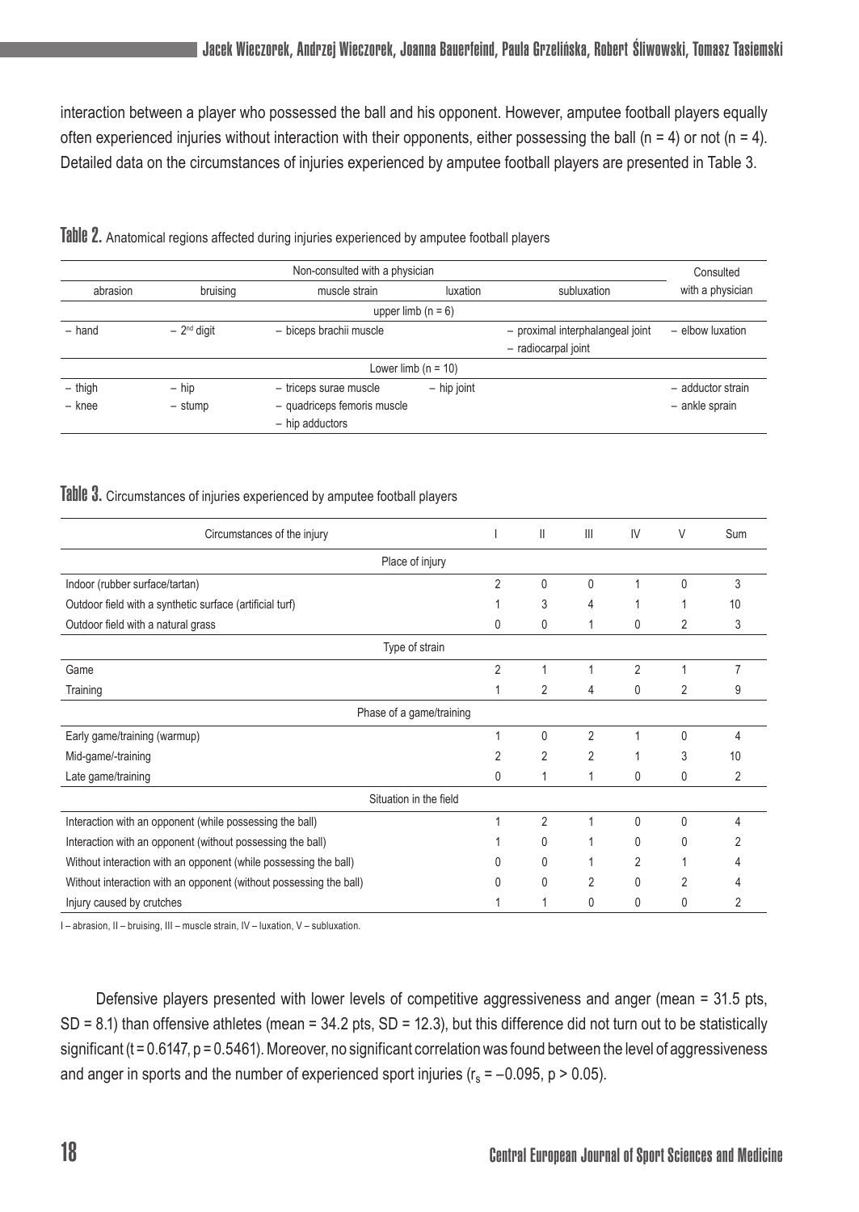interaction between a player who possessed the ball and his opponent. However, amputee football players equally often experienced injuries without interaction with their opponents, either possessing the ball (n = 4) or not (n = 4). Detailed data on the circumstances of injuries experienced by amputee football players are presented in Table 3.

**Table 2.** Anatomical regions affected during injuries experienced by amputee football players

| Non-consulted with a physician | | | | | Consulted with a physician |
|---|---|---|---|---|---|
| abrasion | bruising | muscle strain | luxation | subluxation | |
| upper limb (n = 6) | | | | | |
| – hand | – 2nd digit | – biceps brachii muscle | | – proximal interphalangeal joint<br>– radiocarpal joint | – elbow luxation |
| Lower limb (n = 10) | | | | | |
| – thigh<br>– knee | – hip<br>– stump | – triceps surae muscle<br>– quadriceps femoris muscle<br>– hip adductors | – hip joint | | – adductor strain<br>– ankle sprain |

**Table 3.** Circumstances of injuries experienced by amputee football players

| Circumstances of the injury | I | II | III | IV | V | Sum |
|---|---|---|---|---|---|---|
| **Place of injury** | | | | | | |
| Indoor (rubber surface/tartan) | 2 | 0 | 0 | 1 | 0 | 3 |
| Outdoor field with a synthetic surface (artificial turf) | 1 | 3 | 4 | 1 | 1 | 10 |
| Outdoor field with a natural grass | 0 | 0 | 1 | 0 | 2 | 3 |
| **Type of strain** | | | | | | |
| Game | 2 | 1 | 1 | 2 | 1 | 7 |
| Training | 1 | 2 | 4 | 0 | 2 | 9 |
| **Phase of a game/training** | | | | | | |
| Early game/training (warmup) | 1 | 0 | 2 | 1 | 0 | 4 |
| Mid-game/-training | 2 | 2 | 2 | 1 | 3 | 10 |
| Late game/training | 0 | 1 | 1 | 0 | 0 | 2 |
| **Situation in the field** | | | | | | |
| Interaction with an opponent (while possessing the ball) | 1 | 2 | 1 | 0 | 0 | 4 |
| Interaction with an opponent (without possessing the ball) | 1 | 0 | 1 | 0 | 0 | 2 |
| Without interaction with an opponent (while possessing the ball) | 0 | 0 | 1 | 2 | 1 | 4 |
| Without interaction with an opponent (without possessing the ball) | 0 | 0 | 2 | 0 | 2 | 4 |
| Injury caused by crutches | 1 | 1 | 0 | 0 | 0 | 2 |

I – abrasion, II – bruising, III – muscle strain, IV – luxation, V – subluxation.

Defensive players presented with lower levels of competitive aggressiveness and anger (mean = 31.5 pts, SD = 8.1) than offensive athletes (mean = 34.2 pts, SD = 12.3), but this difference did not turn out to be statistically significant ($t = 0.6147$, $p = 0.5461$). Moreover, no significant correlation was found between the level of aggressiveness and anger in sports and the number of experienced sport injuries ($r_s = -0.095$, $p > 0.05$).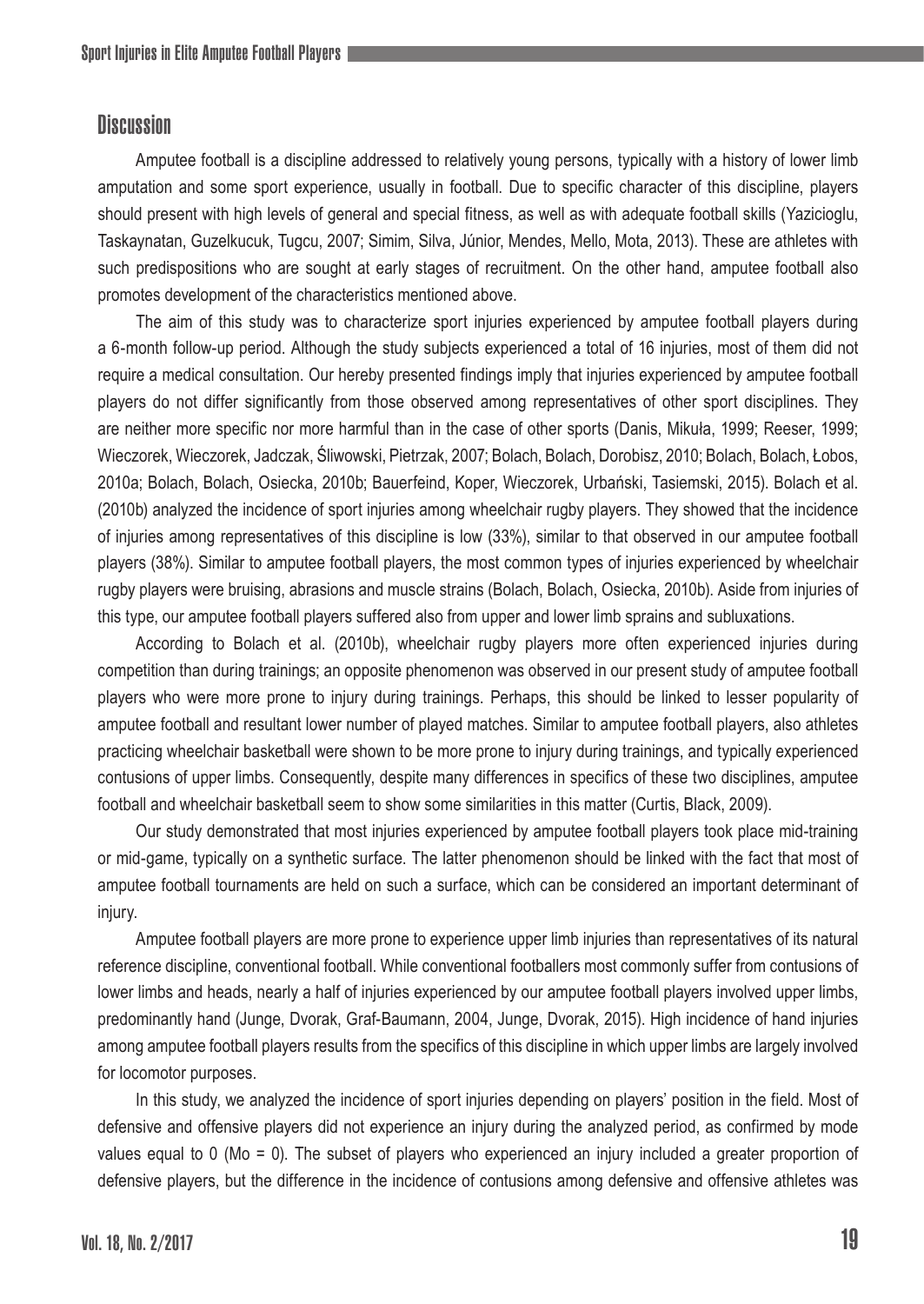## Discussion

Amputee football is a discipline addressed to relatively young persons, typically with a history of lower limb amputation and some sport experience, usually in football. Due to specific character of this discipline, players should present with high levels of general and special fitness, as well as with adequate football skills (Yazicioglu, Taskaynatan, Guzelkucuk, Tugcu, 2007; Simim, Silva, Júnior, Mendes, Mello, Mota, 2013). These are athletes with such predispositions who are sought at early stages of recruitment. On the other hand, amputee football also promotes development of the characteristics mentioned above.

The aim of this study was to characterize sport injuries experienced by amputee football players during a 6-month follow-up period. Although the study subjects experienced a total of 16 injuries, most of them did not require a medical consultation. Our hereby presented findings imply that injuries experienced by amputee football players do not differ significantly from those observed among representatives of other sport disciplines. They are neither more specific nor more harmful than in the case of other sports (Danis, Mikuła, 1999; Reeser, 1999; Wieczorek, Wieczorek, Jadczak, Śliwowski, Pietrzak, 2007; Bolach, Bolach, Dorobisz, 2010; Bolach, Bolach, Łobos, 2010a; Bolach, Bolach, Osiecka, 2010b; Bauerfeind, Koper, Wieczorek, Urbański, Tasiemski, 2015). Bolach et al. (2010b) analyzed the incidence of sport injuries among wheelchair rugby players. They showed that the incidence of injuries among representatives of this discipline is low (33%), similar to that observed in our amputee football players (38%). Similar to amputee football players, the most common types of injuries experienced by wheelchair rugby players were bruising, abrasions and muscle strains (Bolach, Bolach, Osiecka, 2010b). Aside from injuries of this type, our amputee football players suffered also from upper and lower limb sprains and subluxations.

According to Bolach et al. (2010b), wheelchair rugby players more often experienced injuries during competition than during trainings; an opposite phenomenon was observed in our present study of amputee football players who were more prone to injury during trainings. Perhaps, this should be linked to lesser popularity of amputee football and resultant lower number of played matches. Similar to amputee football players, also athletes practicing wheelchair basketball were shown to be more prone to injury during trainings, and typically experienced contusions of upper limbs. Consequently, despite many differences in specifics of these two disciplines, amputee football and wheelchair basketball seem to show some similarities in this matter (Curtis, Black, 2009).

Our study demonstrated that most injuries experienced by amputee football players took place mid-training or mid-game, typically on a synthetic surface. The latter phenomenon should be linked with the fact that most of amputee football tournaments are held on such a surface, which can be considered an important determinant of injury.

Amputee football players are more prone to experience upper limb injuries than representatives of its natural reference discipline, conventional football. While conventional footballers most commonly suffer from contusions of lower limbs and heads, nearly a half of injuries experienced by our amputee football players involved upper limbs, predominantly hand (Junge, Dvorak, Graf-Baumann, 2004, Junge, Dvorak, 2015). High incidence of hand injuries among amputee football players results from the specifics of this discipline in which upper limbs are largely involved for locomotor purposes.

In this study, we analyzed the incidence of sport injuries depending on players' position in the field. Most of defensive and offensive players did not experience an injury during the analyzed period, as confirmed by mode values equal to 0 (Mo = 0). The subset of players who experienced an injury included a greater proportion of defensive players, but the difference in the incidence of contusions among defensive and offensive athletes was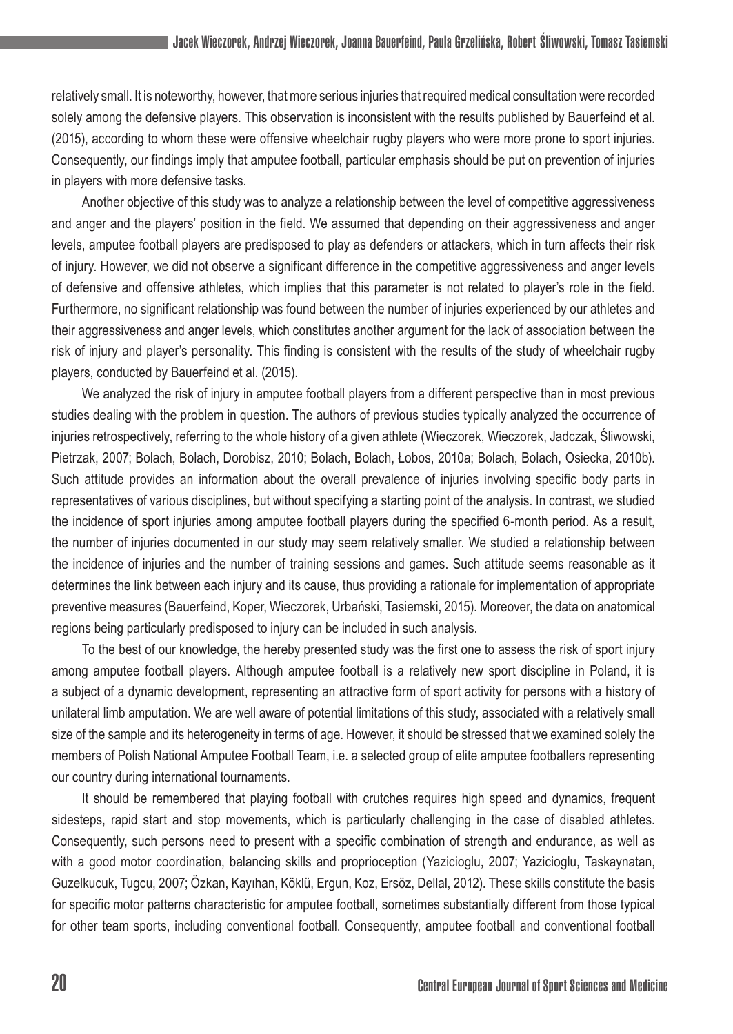relatively small. It is noteworthy, however, that more serious injuries that required medical consultation were recorded solely among the defensive players. This observation is inconsistent with the results published by Bauerfeind et al. (2015), according to whom these were offensive wheelchair rugby players who were more prone to sport injuries. Consequently, our findings imply that amputee football, particular emphasis should be put on prevention of injuries in players with more defensive tasks.

Another objective of this study was to analyze a relationship between the level of competitive aggressiveness and anger and the players' position in the field. We assumed that depending on their aggressiveness and anger levels, amputee football players are predisposed to play as defenders or attackers, which in turn affects their risk of injury. However, we did not observe a significant difference in the competitive aggressiveness and anger levels of defensive and offensive athletes, which implies that this parameter is not related to player's role in the field. Furthermore, no significant relationship was found between the number of injuries experienced by our athletes and their aggressiveness and anger levels, which constitutes another argument for the lack of association between the risk of injury and player's personality. This finding is consistent with the results of the study of wheelchair rugby players, conducted by Bauerfeind et al. (2015).

We analyzed the risk of injury in amputee football players from a different perspective than in most previous studies dealing with the problem in question. The authors of previous studies typically analyzed the occurrence of injuries retrospectively, referring to the whole history of a given athlete (Wieczorek, Wieczorek, Jadczak, Śliwowski, Pietrzak, 2007; Bolach, Bolach, Dorobisz, 2010; Bolach, Bolach, Łobos, 2010a; Bolach, Bolach, Osiecka, 2010b). Such attitude provides an information about the overall prevalence of injuries involving specific body parts in representatives of various disciplines, but without specifying a starting point of the analysis. In contrast, we studied the incidence of sport injuries among amputee football players during the specified 6-month period. As a result, the number of injuries documented in our study may seem relatively smaller. We studied a relationship between the incidence of injuries and the number of training sessions and games. Such attitude seems reasonable as it determines the link between each injury and its cause, thus providing a rationale for implementation of appropriate preventive measures (Bauerfeind, Koper, Wieczorek, Urbański, Tasiemski, 2015). Moreover, the data on anatomical regions being particularly predisposed to injury can be included in such analysis.

To the best of our knowledge, the hereby presented study was the first one to assess the risk of sport injury among amputee football players. Although amputee football is a relatively new sport discipline in Poland, it is a subject of a dynamic development, representing an attractive form of sport activity for persons with a history of unilateral limb amputation. We are well aware of potential limitations of this study, associated with a relatively small size of the sample and its heterogeneity in terms of age. However, it should be stressed that we examined solely the members of Polish National Amputee Football Team, i.e. a selected group of elite amputee footballers representing our country during international tournaments.

It should be remembered that playing football with crutches requires high speed and dynamics, frequent sidesteps, rapid start and stop movements, which is particularly challenging in the case of disabled athletes. Consequently, such persons need to present with a specific combination of strength and endurance, as well as with a good motor coordination, balancing skills and proprioception (Yazicioglu, 2007; Yazicioglu, Taskaynatan, Guzelkucuk, Tugcu, 2007; Özkan, Kayıhan, Köklü, Ergun, Koz, Ersöz, Dellal, 2012). These skills constitute the basis for specific motor patterns characteristic for amputee football, sometimes substantially different from those typical for other team sports, including conventional football. Consequently, amputee football and conventional football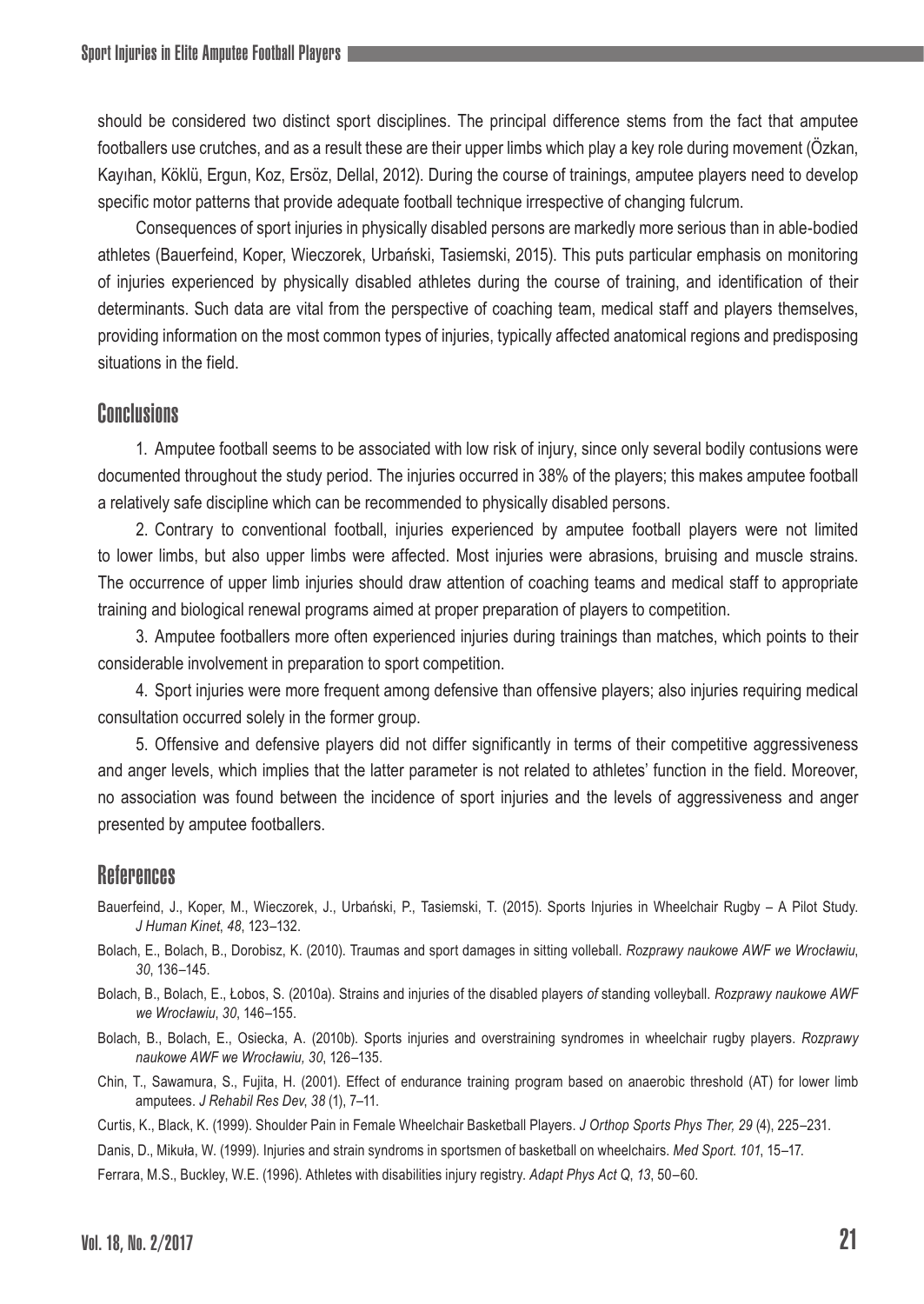should be considered two distinct sport disciplines. The principal difference stems from the fact that amputee footballers use crutches, and as a result these are their upper limbs which play a key role during movement (Özkan, Kayıhan, Köklü, Ergun, Koz, Ersöz, Dellal, 2012). During the course of trainings, amputee players need to develop specific motor patterns that provide adequate football technique irrespective of changing fulcrum.

Consequences of sport injuries in physically disabled persons are markedly more serious than in able-bodied athletes (Bauerfeind, Koper, Wieczorek, Urbański, Tasiemski, 2015). This puts particular emphasis on monitoring of injuries experienced by physically disabled athletes during the course of training, and identification of their determinants. Such data are vital from the perspective of coaching team, medical staff and players themselves, providing information on the most common types of injuries, typically affected anatomical regions and predisposing situations in the field.

## Conclusions

1. Amputee football seems to be associated with low risk of injury, since only several bodily contusions were documented throughout the study period. The injuries occurred in 38% of the players; this makes amputee football a relatively safe discipline which can be recommended to physically disabled persons.

2. Contrary to conventional football, injuries experienced by amputee football players were not limited to lower limbs, but also upper limbs were affected. Most injuries were abrasions, bruising and muscle strains. The occurrence of upper limb injuries should draw attention of coaching teams and medical staff to appropriate training and biological renewal programs aimed at proper preparation of players to competition.

3. Amputee footballers more often experienced injuries during trainings than matches, which points to their considerable involvement in preparation to sport competition.

4. Sport injuries were more frequent among defensive than offensive players; also injuries requiring medical consultation occurred solely in the former group.

5. Offensive and defensive players did not differ significantly in terms of their competitive aggressiveness and anger levels, which implies that the latter parameter is not related to athletes' function in the field. Moreover, no association was found between the incidence of sport injuries and the levels of aggressiveness and anger presented by amputee footballers.

## References

Bauerfeind, J., Koper, M., Wieczorek, J., Urbański, P., Tasiemski, T. (2015). Sports Injuries in Wheelchair Rugby – A Pilot Study. *J Human Kinet*, *48*, 123–132.

Bolach, E., Bolach, B., Dorobisz, K. (2010). Traumas and sport damages in sitting volleball. *Rozprawy naukowe AWF we Wrocławiu*, *30*, 136–145.

Bolach, B., Bolach, E., Łobos, S. (2010a). Strains and injuries of the disabled players *of* standing volleyball. *Rozprawy naukowe AWF we Wrocławiu*, *30*, 146–155.

Bolach, B., Bolach, E., Osiecka, A. (2010b). Sports injuries and overstraining syndromes in wheelchair rugby players. *Rozprawy naukowe AWF we Wrocławiu, 30*, 126–135.

Chin, T., Sawamura, S., Fujita, H. (2001). Effect of endurance training program based on anaerobic threshold (AT) for lower limb amputees. *J Rehabil Res Dev*, *38* (1), 7–11.

Curtis, K., Black, K. (1999). Shoulder Pain in Female Wheelchair Basketball Players. *J Orthop Sports Phys Ther, 29* (4), 225–231.

Danis, D., Mikuła, W. (1999). Injuries and strain syndroms in sportsmen of basketball on wheelchairs. *Med Sport. 101*, 15–17.

Ferrara, M.S., Buckley, W.E. (1996). Athletes with disabilities injury registry. *Adapt Phys Act Q*, *13*, 50–60.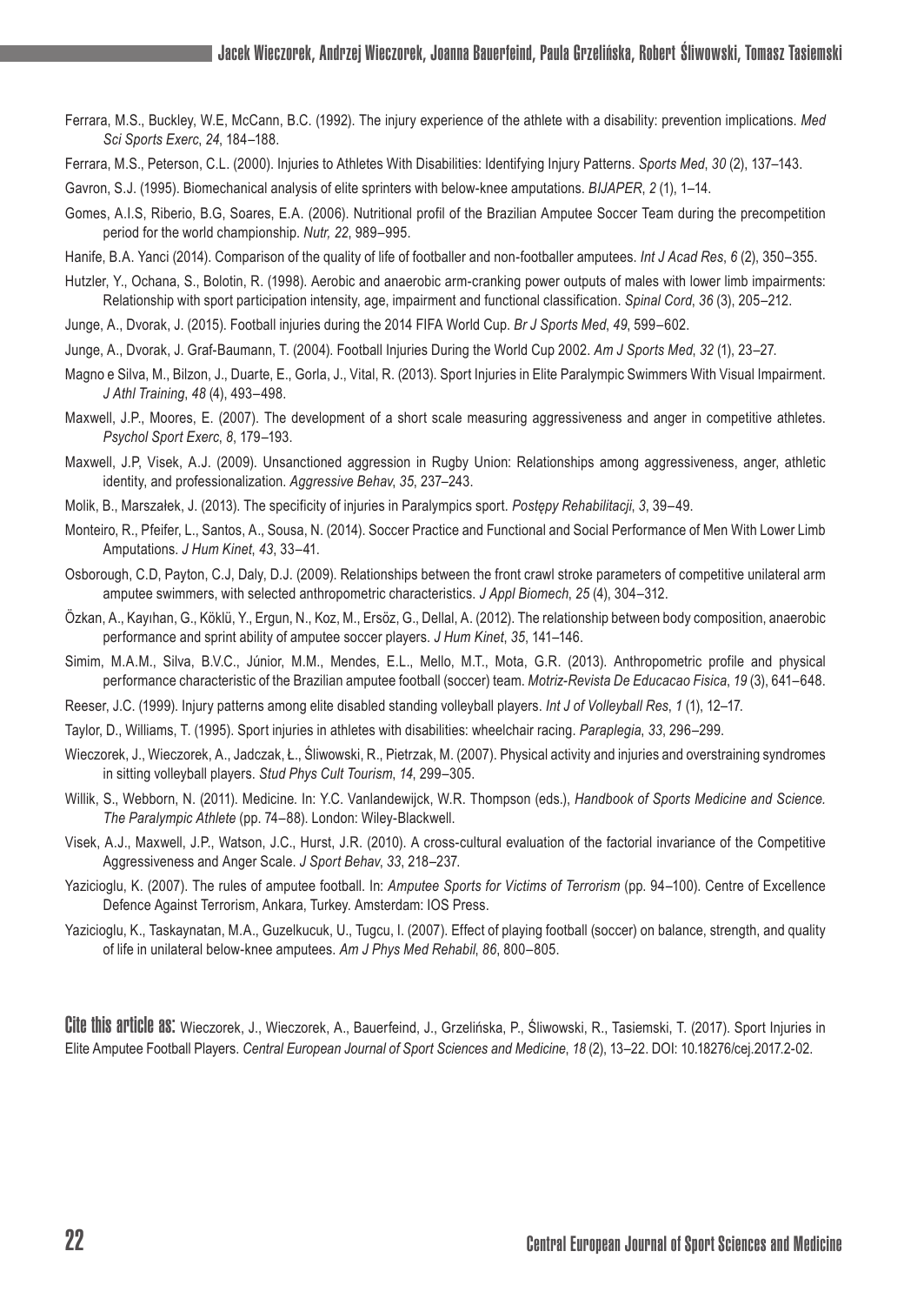Ferrara, M.S., Buckley, W.E, McCann, B.C. (1992). The injury experience of the athlete with a disability: prevention implications. *Med Sci Sports Exerc*, *24*, 184–188.

Ferrara, M.S., Peterson, C.L. (2000). Injuries to Athletes With Disabilities: Identifying Injury Patterns. *Sports Med*, *30* (2), 137–143.

Gavron, S.J. (1995). Biomechanical analysis of elite sprinters with below-knee amputations. *BIJAPER*, *2* (1), 1–14.

Gomes, A.I.S, Riberio, B.G, Soares, E.A. (2006). Nutritional profil of the Brazilian Amputee Soccer Team during the precompetition period for the world championship. *Nutr, 22*, 989–995.

Hanife, B.A. Yanci (2014). Comparison of the quality of life of footballer and non-footballer amputees. *Int J Acad Res*, *6* (2), 350–355.

Hutzler, Y., Ochana, S., Bolotin, R. (1998). Aerobic and anaerobic arm-cranking power outputs of males with lower limb impairments: Relationship with sport participation intensity, age, impairment and functional classification. *Spinal Cord*, *36* (3), 205–212.

Junge, A., Dvorak, J. (2015). Football injuries during the 2014 FIFA World Cup. *Br J Sports Med*, *49*, 599–602.

Junge, A., Dvorak, J. Graf-Baumann, T. (2004). Football Injuries During the World Cup 2002. *Am J Sports Med*, *32* (1), 23–27.

Magno e Silva, M., Bilzon, J., Duarte, E., Gorla, J., Vital, R. (2013). Sport Injuries in Elite Paralympic Swimmers With Visual Impairment. *J Athl Training*, *48* (4), 493–498.

Maxwell, J.P., Moores, E. (2007). The development of a short scale measuring aggressiveness and anger in competitive athletes. *Psychol Sport Exerc*, *8*, 179–193.

Maxwell, J.P, Visek, A.J. (2009). Unsanctioned aggression in Rugby Union: Relationships among aggressiveness, anger, athletic identity, and professionalization. *Aggressive Behav*, *35*, 237–243.

Molik, B., Marszałek, J. (2013). The specificity of injuries in Paralympics sport. *Postępy Rehabilitacji*, *3*, 39–49.

Monteiro, R., Pfeifer, L., Santos, A., Sousa, N. (2014). Soccer Practice and Functional and Social Performance of Men With Lower Limb Amputations. *J Hum Kinet*, *43*, 33–41.

Osborough, C.D, Payton, C.J, Daly, D.J. (2009). Relationships between the front crawl stroke parameters of competitive unilateral arm amputee swimmers, with selected anthropometric characteristics. *J Appl Biomech*, *25* (4), 304–312.

Özkan, A., Kayıhan, G., Köklü, Y., Ergun, N., Koz, M., Ersöz, G., Dellal, A. (2012). The relationship between body composition, anaerobic performance and sprint ability of amputee soccer players. *J Hum Kinet*, *35*, 141–146.

Simim, M.A.M., Silva, B.V.C., Júnior, M.M., Mendes, E.L., Mello, M.T., Mota, G.R. (2013). Anthropometric profile and physical performance characteristic of the Brazilian amputee football (soccer) team. *Motriz-Revista De Educacao Fisica*, *19* (3), 641–648.

Reeser, J.C. (1999). Injury patterns among elite disabled standing volleyball players. *Int J of Volleyball Res*, *1* (1), 12–17.

Taylor, D., Williams, T. (1995). Sport injuries in athletes with disabilities: wheelchair racing. *Paraplegia*, *33*, 296–299.

Wieczorek, J., Wieczorek, A., Jadczak, Ł., Śliwowski, R., Pietrzak, M. (2007). Physical activity and injuries and overstraining syndromes in sitting volleyball players. *Stud Phys Cult Tourism*, *14*, 299–305.

Willik, S., Webborn, N. (2011). Medicine. In: Y.C. Vanlandewijck, W.R. Thompson (eds.), *Handbook of Sports Medicine and Science. The Paralympic Athlete* (pp. 74–88). London: Wiley-Blackwell.

Visek, A.J., Maxwell, J.P., Watson, J.C., Hurst, J.R. (2010). A cross-cultural evaluation of the factorial invariance of the Competitive Aggressiveness and Anger Scale. *J Sport Behav*, *33*, 218–237.

Yazicioglu, K. (2007). The rules of amputee football. In: *Amputee Sports for Victims of Terrorism* (pp. 94–100). Centre of Excellence Defence Against Terrorism, Ankara, Turkey. Amsterdam: IOS Press.

Yazicioglu, K., Taskaynatan, M.A., Guzelkucuk, U., Tugcu, I. (2007). Effect of playing football (soccer) on balance, strength, and quality of life in unilateral below-knee amputees. *Am J Phys Med Rehabil*, *86*, 800–805.

**Cite this article as:** Wieczorek, J., Wieczorek, A., Bauerfeind, J., Grzelińska, P., Śliwowski, R., Tasiemski, T. (2017). Sport Injuries in Elite Amputee Football Players. *Central European Journal of Sport Sciences and Medicine*, *18* (2), 13–22. DOI: 10.18276/cej.2017.2-02.